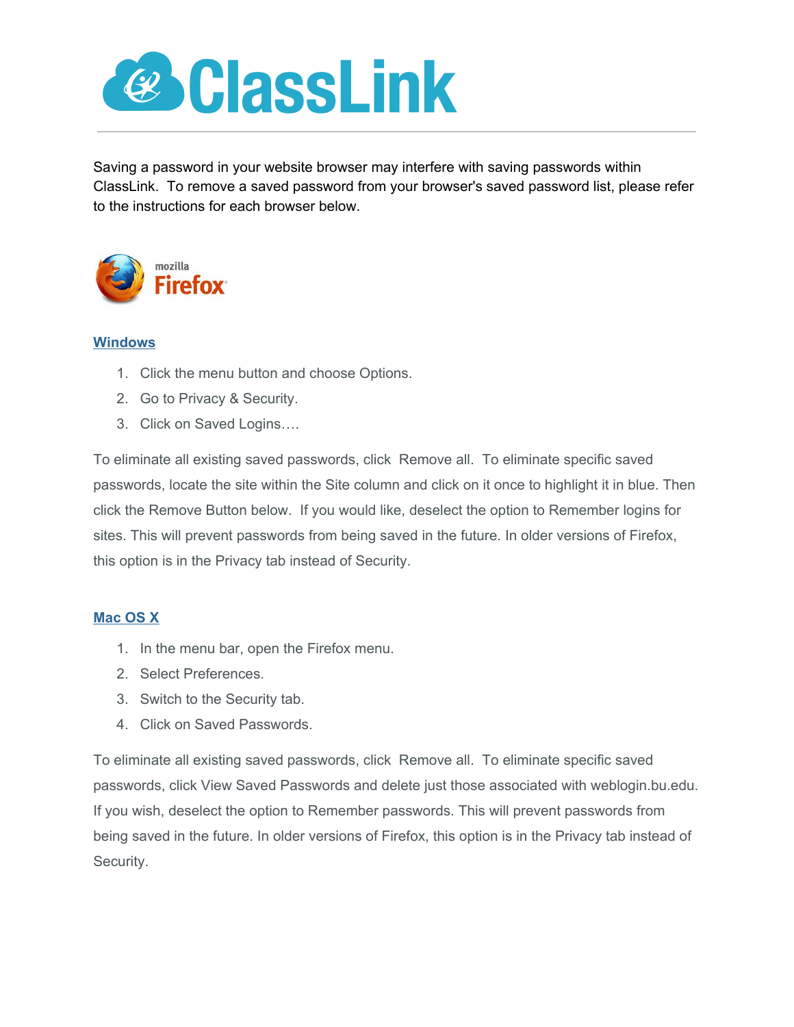# ClassLink

Saving a password in your website browser may interfere with saving passwords within ClassLink. To remove a saved password from your browser's saved password list, please refer to the instructions for each browser below.

## mozilla Firefox

### Windows

1. Click the menu button and choose Options.
2. Go to Privacy & Security.
3. Click on Saved Logins….

To eliminate all existing saved passwords, click Remove all. To eliminate specific saved passwords, locate the site within the Site column and click on it once to highlight it in blue. Then click the Remove Button below. If you would like, deselect the option to Remember logins for sites. This will prevent passwords from being saved in the future. In older versions of Firefox, this option is in the Privacy tab instead of Security.

### Mac OS X

1. In the menu bar, open the Firefox menu.
2. Select Preferences.
3. Switch to the Security tab.
4. Click on Saved Passwords.

To eliminate all existing saved passwords, click Remove all. To eliminate specific saved passwords, click View Saved Passwords and delete just those associated with weblogin.bu.edu. If you wish, deselect the option to Remember passwords. This will prevent passwords from being saved in the future. In older versions of Firefox, this option is in the Privacy tab instead of Security.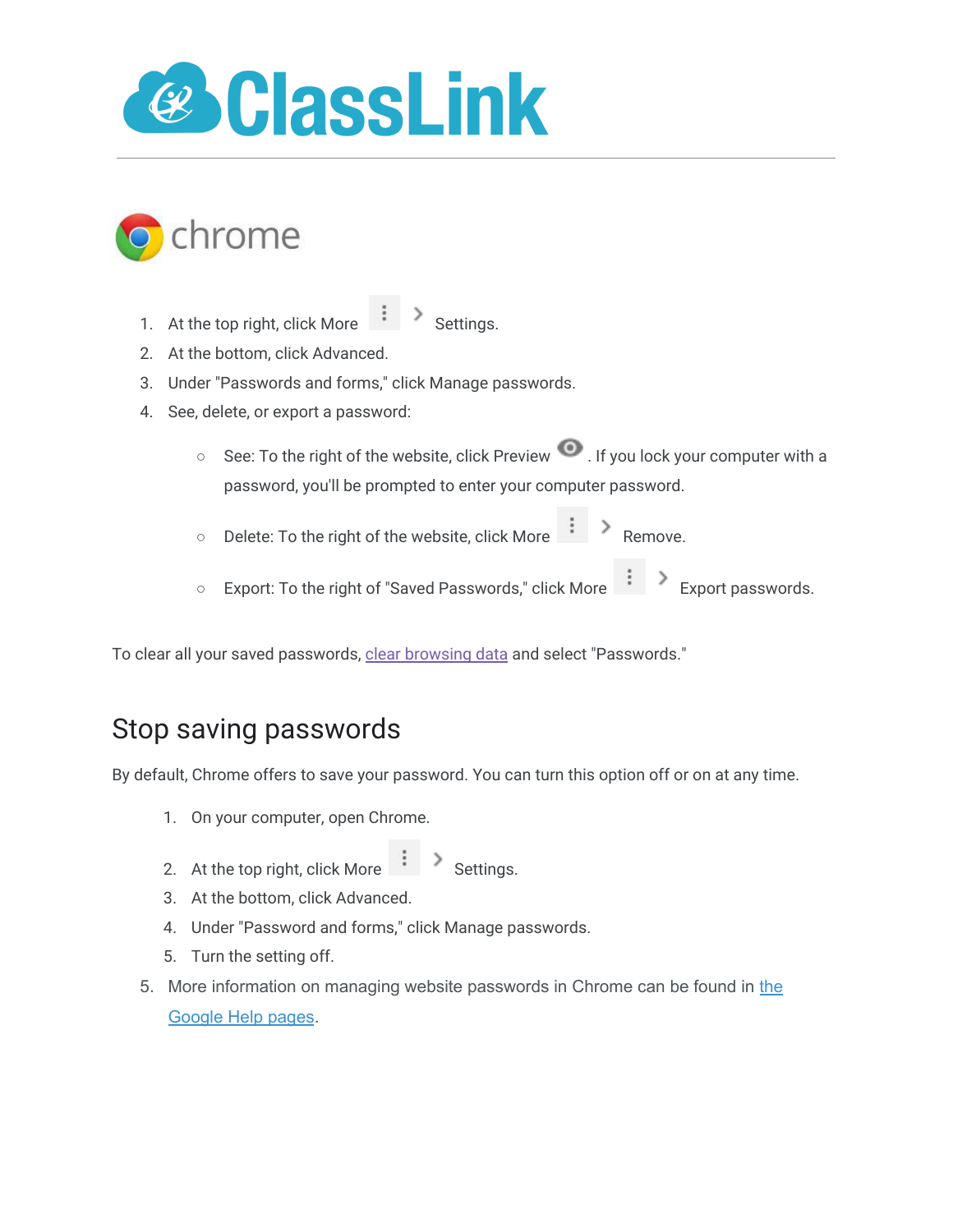# ClassLink

## chrome

1. At the top right, click More ⋮ > Settings.
2. At the bottom, click Advanced.
3. Under "Passwords and forms," click Manage passwords.
4. See, delete, or export a password:
   - See: To the right of the website, click Preview. If you lock your computer with a password, you'll be prompted to enter your computer password.
   - Delete: To the right of the website, click More ⋮ > Remove.
   - Export: To the right of "Saved Passwords," click More ⋮ > Export passwords.

To clear all your saved passwords, [clear browsing data]() and select "Passwords."

## Stop saving passwords

By default, Chrome offers to save your password. You can turn this option off or on at any time.

1. On your computer, open Chrome.
2. At the top right, click More ⋮ > Settings.
3. At the bottom, click Advanced.
4. Under "Password and forms," click Manage passwords.
5. Turn the setting off.

5. More information on managing website passwords in Chrome can be found in [the Google Help pages]().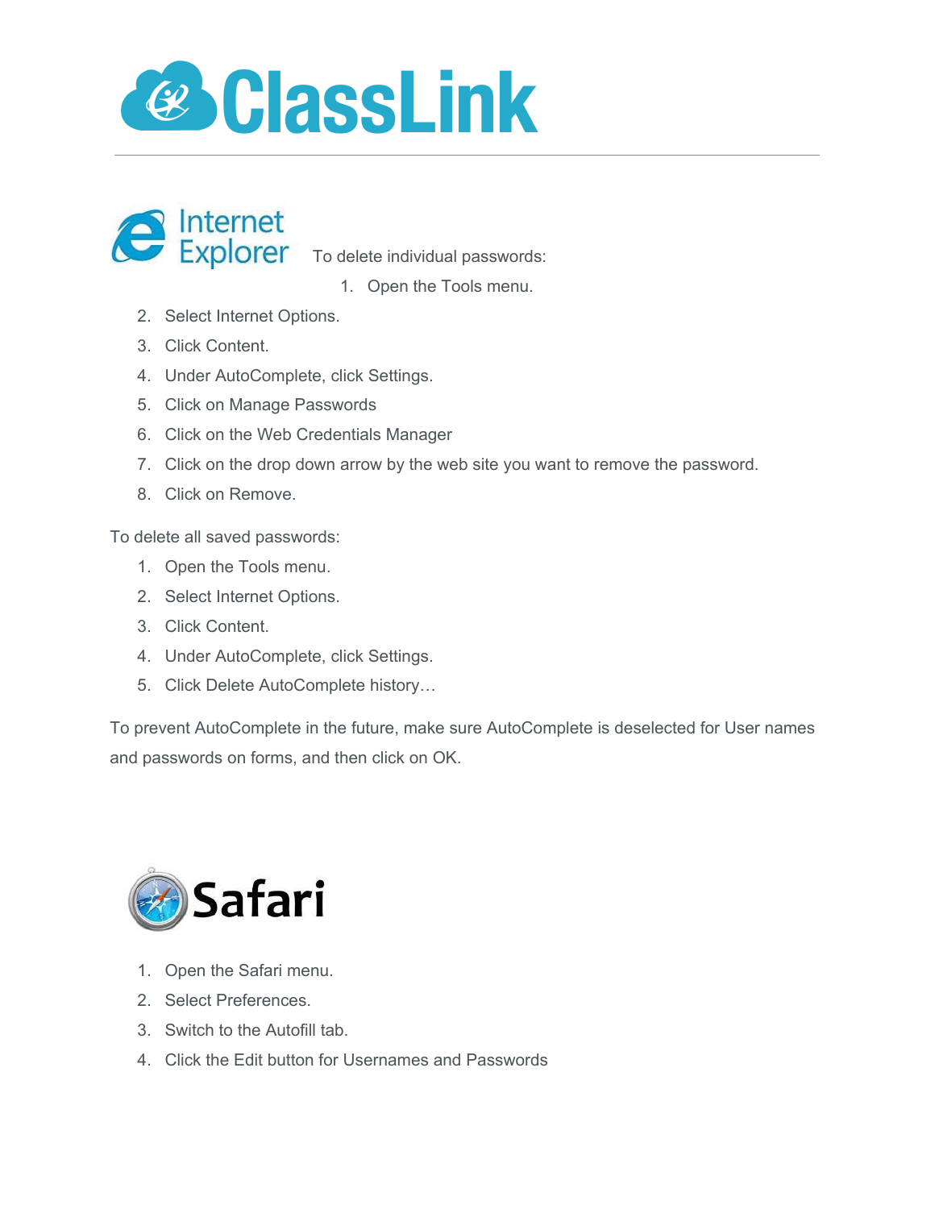# ClassLink

## Internet Explorer

To delete individual passwords:

1. Open the Tools menu.
2. Select Internet Options.
3. Click Content.
4. Under AutoComplete, click Settings.
5. Click on Manage Passwords
6. Click on the Web Credentials Manager
7. Click on the drop down arrow by the web site you want to remove the password.
8. Click on Remove.

To delete all saved passwords:

1. Open the Tools menu.
2. Select Internet Options.
3. Click Content.
4. Under AutoComplete, click Settings.
5. Click Delete AutoComplete history…

To prevent AutoComplete in the future, make sure AutoComplete is deselected for User names and passwords on forms, and then click on OK.

## Safari

1. Open the Safari menu.
2. Select Preferences.
3. Switch to the Autofill tab.
4. Click the Edit button for Usernames and Passwords